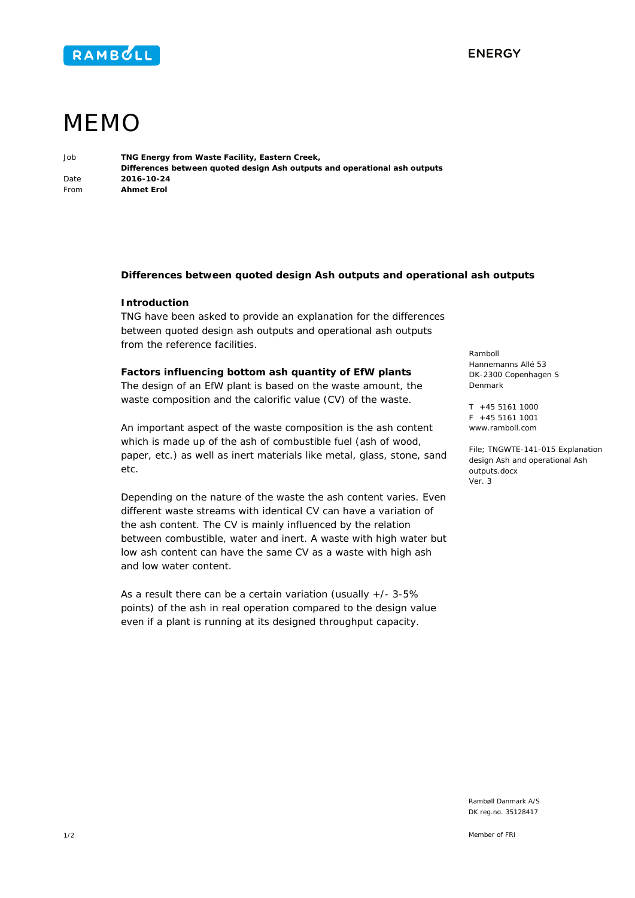RAMBØLL

ENERGY

# MEMO

| | |
|---|---|
| Job | **TNG Energy from Waste Facility, Eastern Creek,** **Differences between quoted design Ash outputs and operational ash outputs** |
| Date | **2016-10-24** |
| From | **Ahmet Erol** |

Ramboll
Hannemanns Allé 53
DK-2300 Copenhagen S
Denmark

T +45 5161 1000
F +45 5161 1001
www.ramboll.com

File; TNGWTE-141-015 Explanation design Ash and operational Ash outputs.docx
Ver. 3

## Differences between quoted design Ash outputs and operational ash outputs

### Introduction

TNG have been asked to provide an explanation for the differences between quoted design ash outputs and operational ash outputs from the reference facilities.

### Factors influencing bottom ash quantity of EfW plants

The design of an EfW plant is based on the waste amount, the waste composition and the calorific value (CV) of the waste.

An important aspect of the waste composition is the ash content which is made up of the ash of combustible fuel (ash of wood, paper, etc.) as well as inert materials like metal, glass, stone, sand etc.

Depending on the nature of the waste the ash content varies. Even different waste streams with identical CV can have a variation of the ash content. The CV is mainly influenced by the relation between combustible, water and inert. A waste with high water but low ash content can have the same CV as a waste with high ash and low water content.

As a result there can be a certain variation (usually +/- 3-5% points) of the ash in real operation compared to the design value even if a plant is running at its designed throughput capacity.

Rambøll Danmark A/S
DK reg.no. 35128417

Member of FRI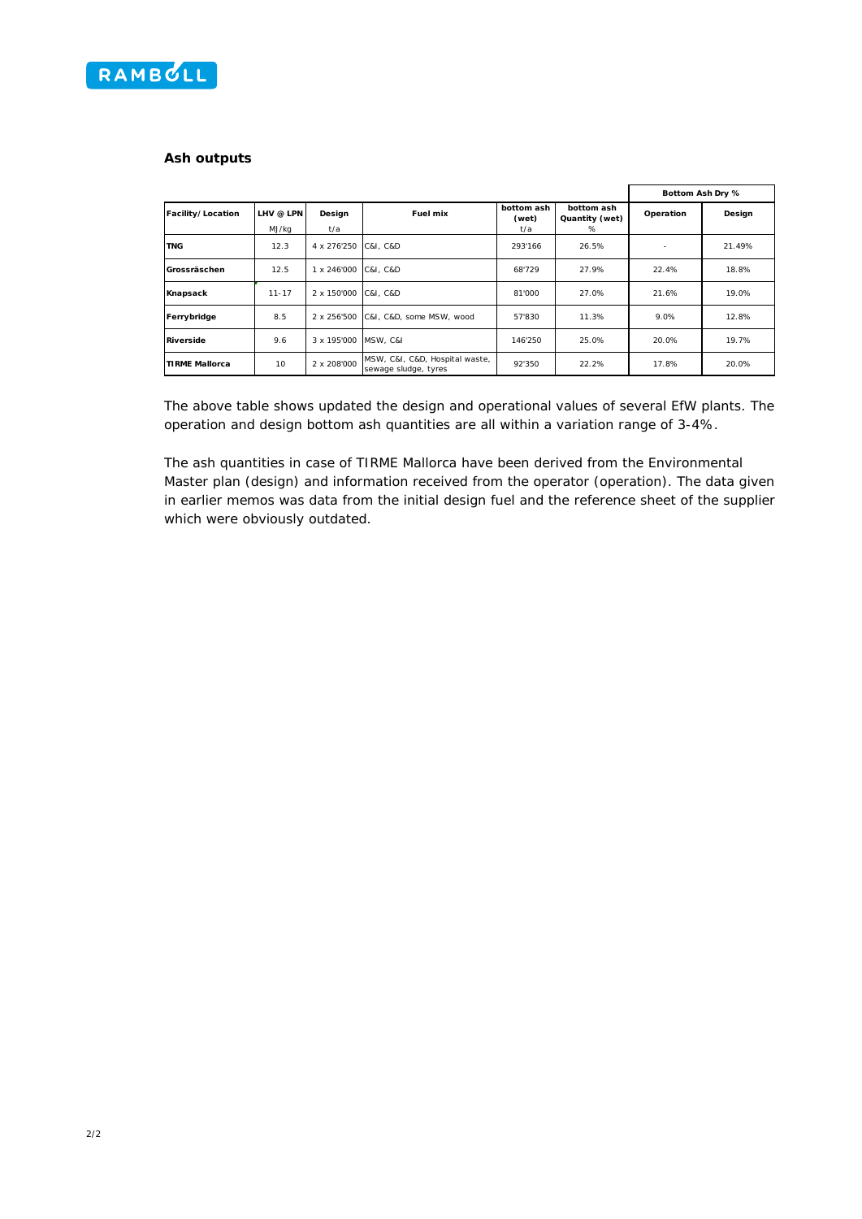### Ash outputs

| Facility/Location | LHV @ LPN MJ/kg | Design t/a | Fuel mix | bottom ash (wet) t/a | bottom ash Quantity (wet) % | Bottom Ash Dry % Operation | Bottom Ash Dry % Design |
|---|---|---|---|---|---|---|---|
| **TNG** | 12.3 | 4 x 276'250 | C&I, C&D | 293'166 | 26.5% | - | 21.49% |
| **Grossräschen** | 12.5 | 1 x 246'000 | C&I, C&D | 68'729 | 27.9% | 22.4% | 18.8% |
| **Knapsack** | 11-17 | 2 x 150'000 | C&I, C&D | 81'000 | 27.0% | 21.6% | 19.0% |
| **Ferrybridge** | 8.5 | 2 x 256'500 | C&I, C&D, some MSW, wood | 57'830 | 11.3% | 9.0% | 12.8% |
| **Riverside** | 9.6 | 3 x 195'000 | MSW, C&I | 146'250 | 25.0% | 20.0% | 19.7% |
| **TIRME Mallorca** | 10 | 2 x 208'000 | MSW, C&I, C&D, Hospital waste, sewage sludge, tyres | 92'350 | 22.2% | 17.8% | 20.0% |

The above table shows updated the design and operational values of several EfW plants. The operation and design bottom ash quantities are all within a variation range of 3-4%.

The ash quantities in case of TIRME Mallorca have been derived from the Environmental Master plan (design) and information received from the operator (operation). The data given in earlier memos was data from the initial design fuel and the reference sheet of the supplier which were obviously outdated.